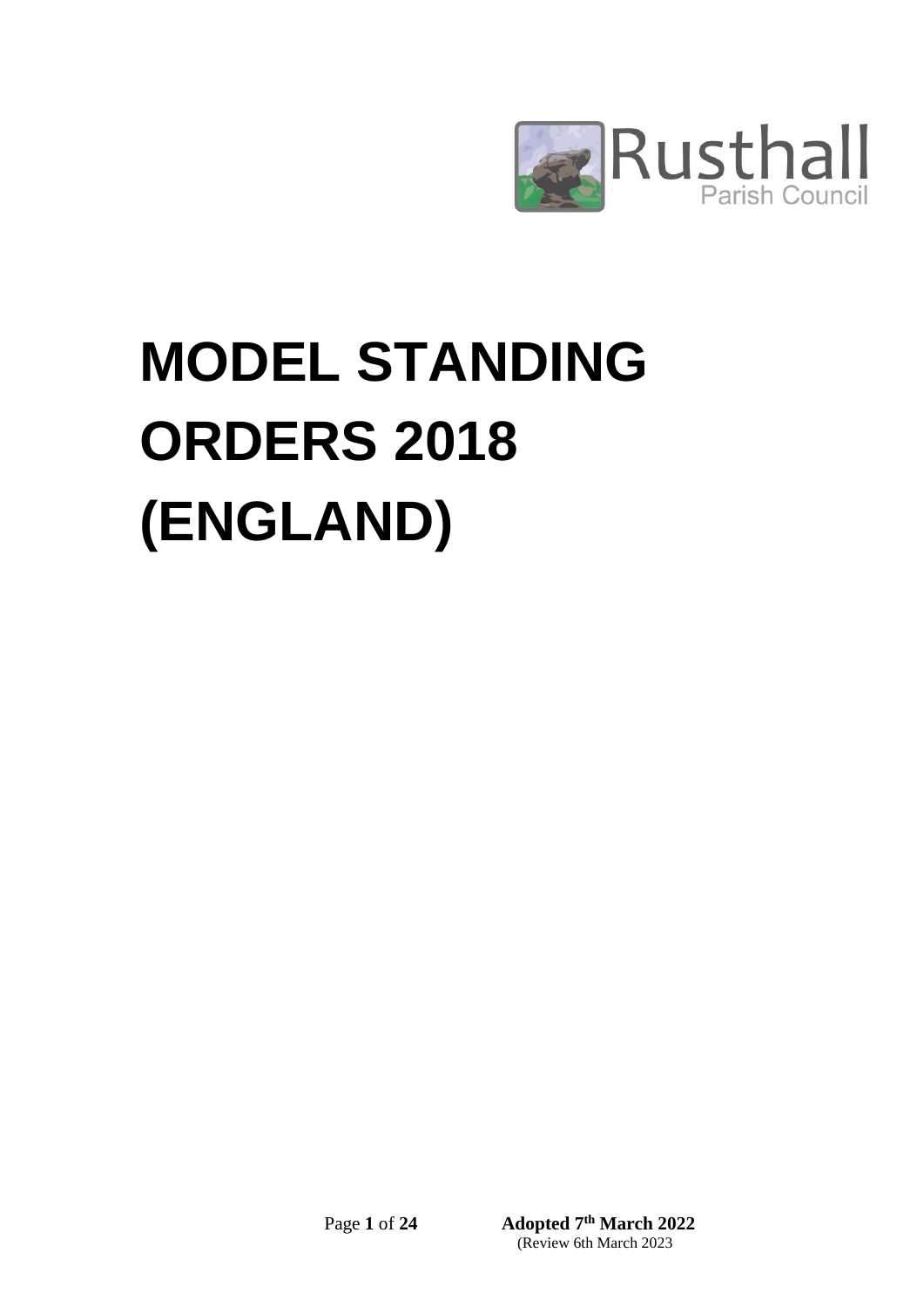Rusthall
Parish Council

# MODEL STANDING ORDERS 2018 (ENGLAND)

**Adopted 7th March 2022**
(Review 6th March 2023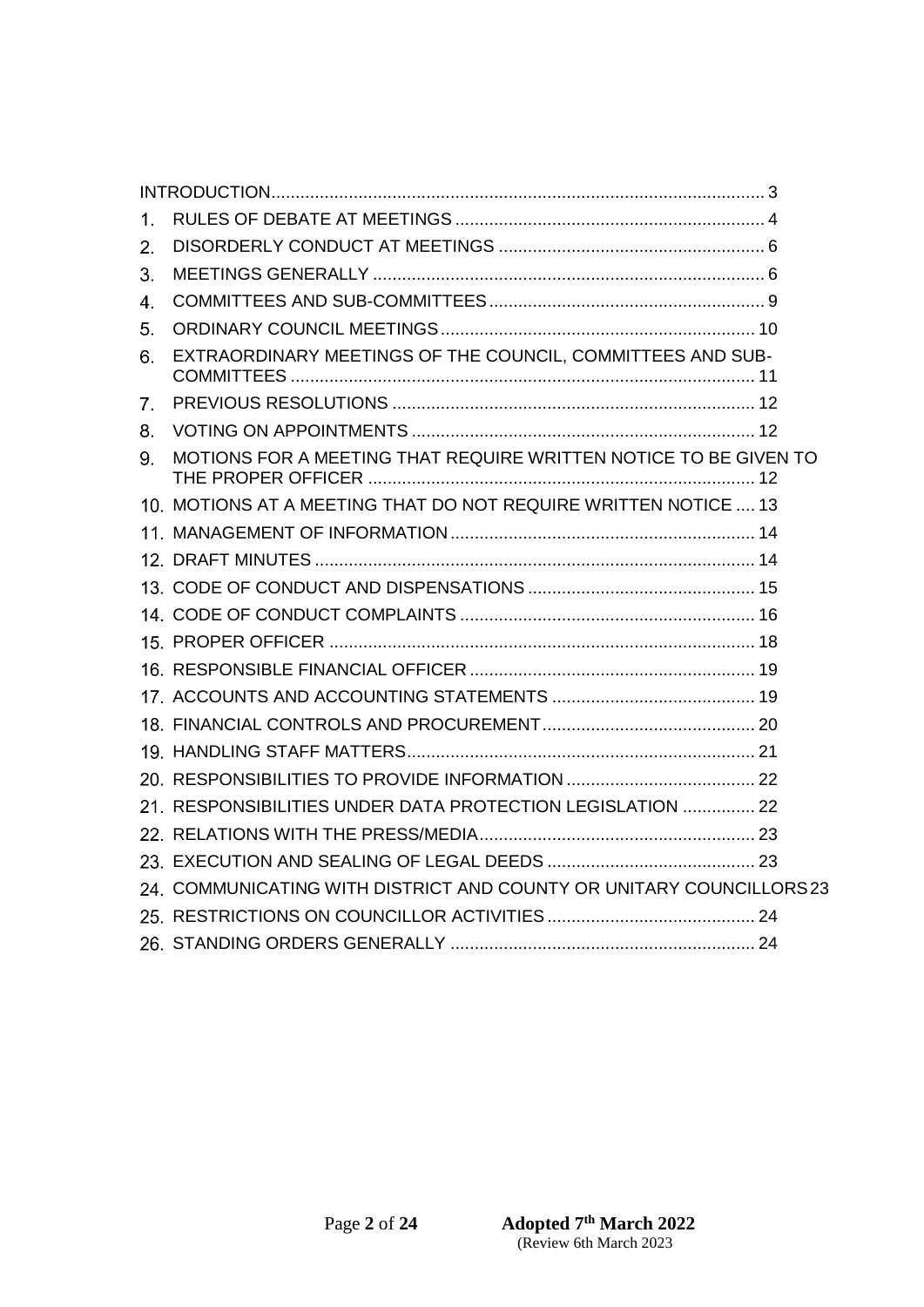| | | |
|---|---|---|
| INTRODUCTION | | 3 |
| 1. | RULES OF DEBATE AT MEETINGS | 4 |
| 2. | DISORDERLY CONDUCT AT MEETINGS | 6 |
| 3. | MEETINGS GENERALLY | 6 |
| 4. | COMMITTEES AND SUB-COMMITTEES | 9 |
| 5. | ORDINARY COUNCIL MEETINGS | 10 |
| 6. | EXTRAORDINARY MEETINGS OF THE COUNCIL, COMMITTEES AND SUB-COMMITTEES | 11 |
| 7. | PREVIOUS RESOLUTIONS | 12 |
| 8. | VOTING ON APPOINTMENTS | 12 |
| 9. | MOTIONS FOR A MEETING THAT REQUIRE WRITTEN NOTICE TO BE GIVEN TO THE PROPER OFFICER | 12 |
| 10. | MOTIONS AT A MEETING THAT DO NOT REQUIRE WRITTEN NOTICE | 13 |
| 11. | MANAGEMENT OF INFORMATION | 14 |
| 12. | DRAFT MINUTES | 14 |
| 13. | CODE OF CONDUCT AND DISPENSATIONS | 15 |
| 14. | CODE OF CONDUCT COMPLAINTS | 16 |
| 15. | PROPER OFFICER | 18 |
| 16. | RESPONSIBLE FINANCIAL OFFICER | 19 |
| 17. | ACCOUNTS AND ACCOUNTING STATEMENTS | 19 |
| 18. | FINANCIAL CONTROLS AND PROCUREMENT | 20 |
| 19. | HANDLING STAFF MATTERS | 21 |
| 20. | RESPONSIBILITIES TO PROVIDE INFORMATION | 22 |
| 21. | RESPONSIBILITIES UNDER DATA PROTECTION LEGISLATION | 22 |
| 22. | RELATIONS WITH THE PRESS/MEDIA | 23 |
| 23. | EXECUTION AND SEALING OF LEGAL DEEDS | 23 |
| 24. | COMMUNICATING WITH DISTRICT AND COUNTY OR UNITARY COUNCILLORS | 23 |
| 25. | RESTRICTIONS ON COUNCILLOR ACTIVITIES | 24 |
| 26. | STANDING ORDERS GENERALLY | 24 |

**Adopted 7th March 2022**
(Review 6th March 2023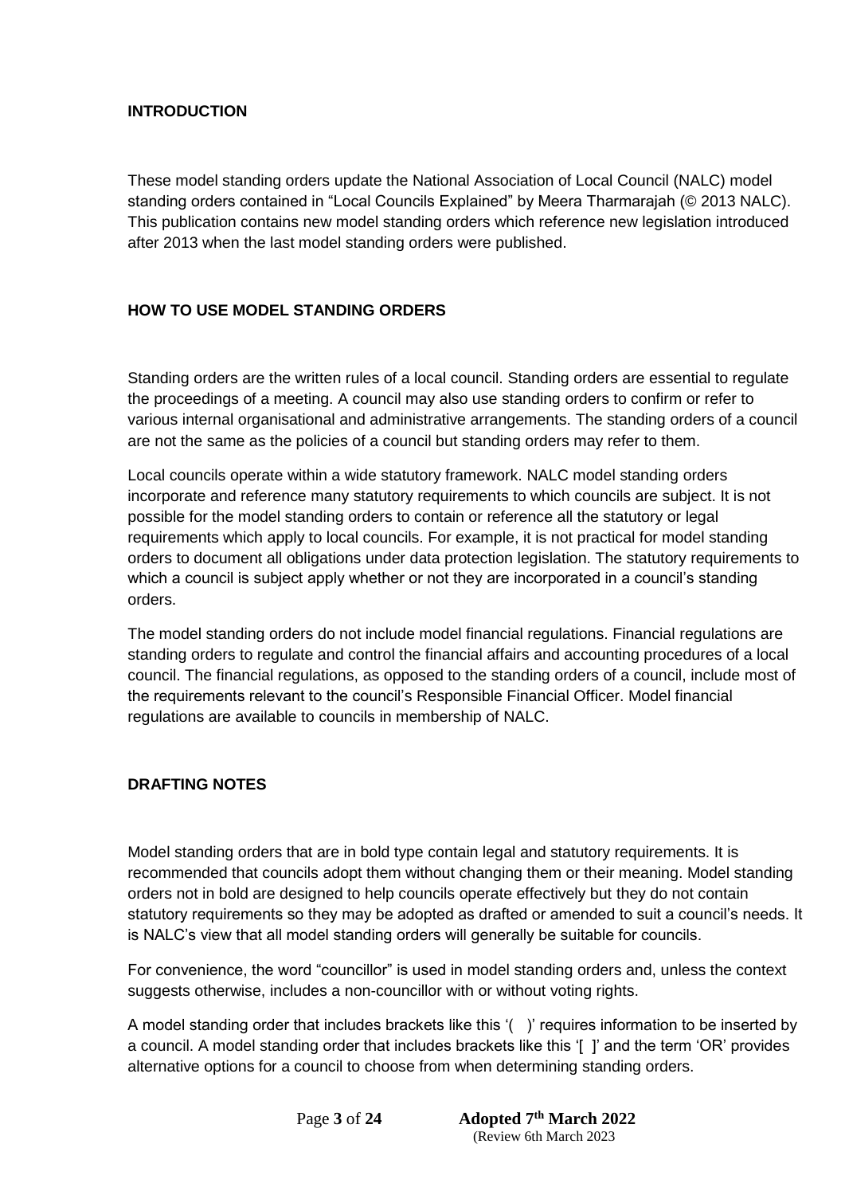## INTRODUCTION

These model standing orders update the National Association of Local Council (NALC) model standing orders contained in "Local Councils Explained" by Meera Tharmarajah (© 2013 NALC). This publication contains new model standing orders which reference new legislation introduced after 2013 when the last model standing orders were published.

## HOW TO USE MODEL STANDING ORDERS

Standing orders are the written rules of a local council. Standing orders are essential to regulate the proceedings of a meeting. A council may also use standing orders to confirm or refer to various internal organisational and administrative arrangements. The standing orders of a council are not the same as the policies of a council but standing orders may refer to them.

Local councils operate within a wide statutory framework. NALC model standing orders incorporate and reference many statutory requirements to which councils are subject. It is not possible for the model standing orders to contain or reference all the statutory or legal requirements which apply to local councils. For example, it is not practical for model standing orders to document all obligations under data protection legislation. The statutory requirements to which a council is subject apply whether or not they are incorporated in a council's standing orders.

The model standing orders do not include model financial regulations. Financial regulations are standing orders to regulate and control the financial affairs and accounting procedures of a local council. The financial regulations, as opposed to the standing orders of a council, include most of the requirements relevant to the council's Responsible Financial Officer. Model financial regulations are available to councils in membership of NALC.

## DRAFTING NOTES

Model standing orders that are in bold type contain legal and statutory requirements. It is recommended that councils adopt them without changing them or their meaning. Model standing orders not in bold are designed to help councils operate effectively but they do not contain statutory requirements so they may be adopted as drafted or amended to suit a council's needs. It is NALC's view that all model standing orders will generally be suitable for councils.

For convenience, the word "councillor" is used in model standing orders and, unless the context suggests otherwise, includes a non-councillor with or without voting rights.

A model standing order that includes brackets like this '( )' requires information to be inserted by a council. A model standing order that includes brackets like this '[ ]' and the term 'OR' provides alternative options for a council to choose from when determining standing orders.

**Adopted 7th March 2022**
(Review 6th March 2023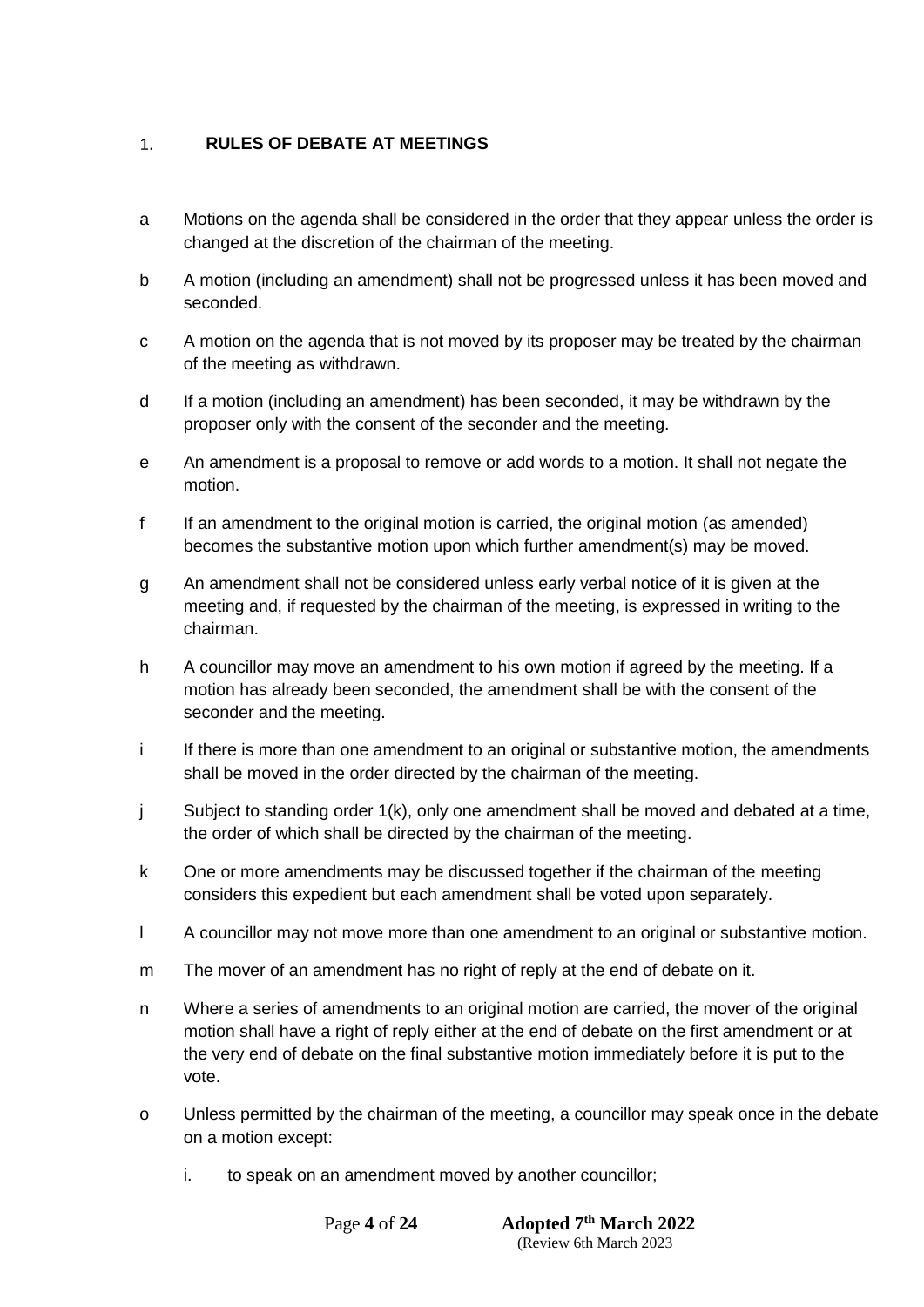# 1. RULES OF DEBATE AT MEETINGS

a Motions on the agenda shall be considered in the order that they appear unless the order is changed at the discretion of the chairman of the meeting.

b A motion (including an amendment) shall not be progressed unless it has been moved and seconded.

c A motion on the agenda that is not moved by its proposer may be treated by the chairman of the meeting as withdrawn.

d If a motion (including an amendment) has been seconded, it may be withdrawn by the proposer only with the consent of the seconder and the meeting.

e An amendment is a proposal to remove or add words to a motion. It shall not negate the motion.

f If an amendment to the original motion is carried, the original motion (as amended) becomes the substantive motion upon which further amendment(s) may be moved.

g An amendment shall not be considered unless early verbal notice of it is given at the meeting and, if requested by the chairman of the meeting, is expressed in writing to the chairman.

h A councillor may move an amendment to his own motion if agreed by the meeting. If a motion has already been seconded, the amendment shall be with the consent of the seconder and the meeting.

i If there is more than one amendment to an original or substantive motion, the amendments shall be moved in the order directed by the chairman of the meeting.

j Subject to standing order 1(k), only one amendment shall be moved and debated at a time, the order of which shall be directed by the chairman of the meeting.

k One or more amendments may be discussed together if the chairman of the meeting considers this expedient but each amendment shall be voted upon separately.

l A councillor may not move more than one amendment to an original or substantive motion.

m The mover of an amendment has no right of reply at the end of debate on it.

n Where a series of amendments to an original motion are carried, the mover of the original motion shall have a right of reply either at the end of debate on the first amendment or at the very end of debate on the final substantive motion immediately before it is put to the vote.

o Unless permitted by the chairman of the meeting, a councillor may speak once in the debate on a motion except:

   i. to speak on an amendment moved by another councillor;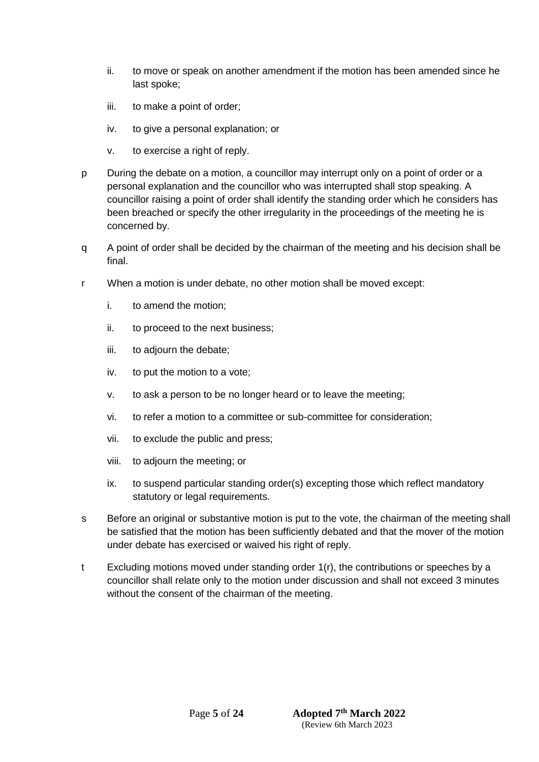ii. to move or speak on another amendment if the motion has been amended since he last spoke;

   iii. to make a point of order;

   iv. to give a personal explanation; or

   v. to exercise a right of reply.

p During the debate on a motion, a councillor may interrupt only on a point of order or a personal explanation and the councillor who was interrupted shall stop speaking. A councillor raising a point of order shall identify the standing order which he considers has been breached or specify the other irregularity in the proceedings of the meeting he is concerned by.

q A point of order shall be decided by the chairman of the meeting and his decision shall be final.

r When a motion is under debate, no other motion shall be moved except:

   i. to amend the motion;

   ii. to proceed to the next business;

   iii. to adjourn the debate;

   iv. to put the motion to a vote;

   v. to ask a person to be no longer heard or to leave the meeting;

   vi. to refer a motion to a committee or sub-committee for consideration;

   vii. to exclude the public and press;

   viii. to adjourn the meeting; or

   ix. to suspend particular standing order(s) excepting those which reflect mandatory statutory or legal requirements.

s Before an original or substantive motion is put to the vote, the chairman of the meeting shall be satisfied that the motion has been sufficiently debated and that the mover of the motion under debate has exercised or waived his right of reply.

t Excluding motions moved under standing order 1(r), the contributions or speeches by a councillor shall relate only to the motion under discussion and shall not exceed 3 minutes without the consent of the chairman of the meeting.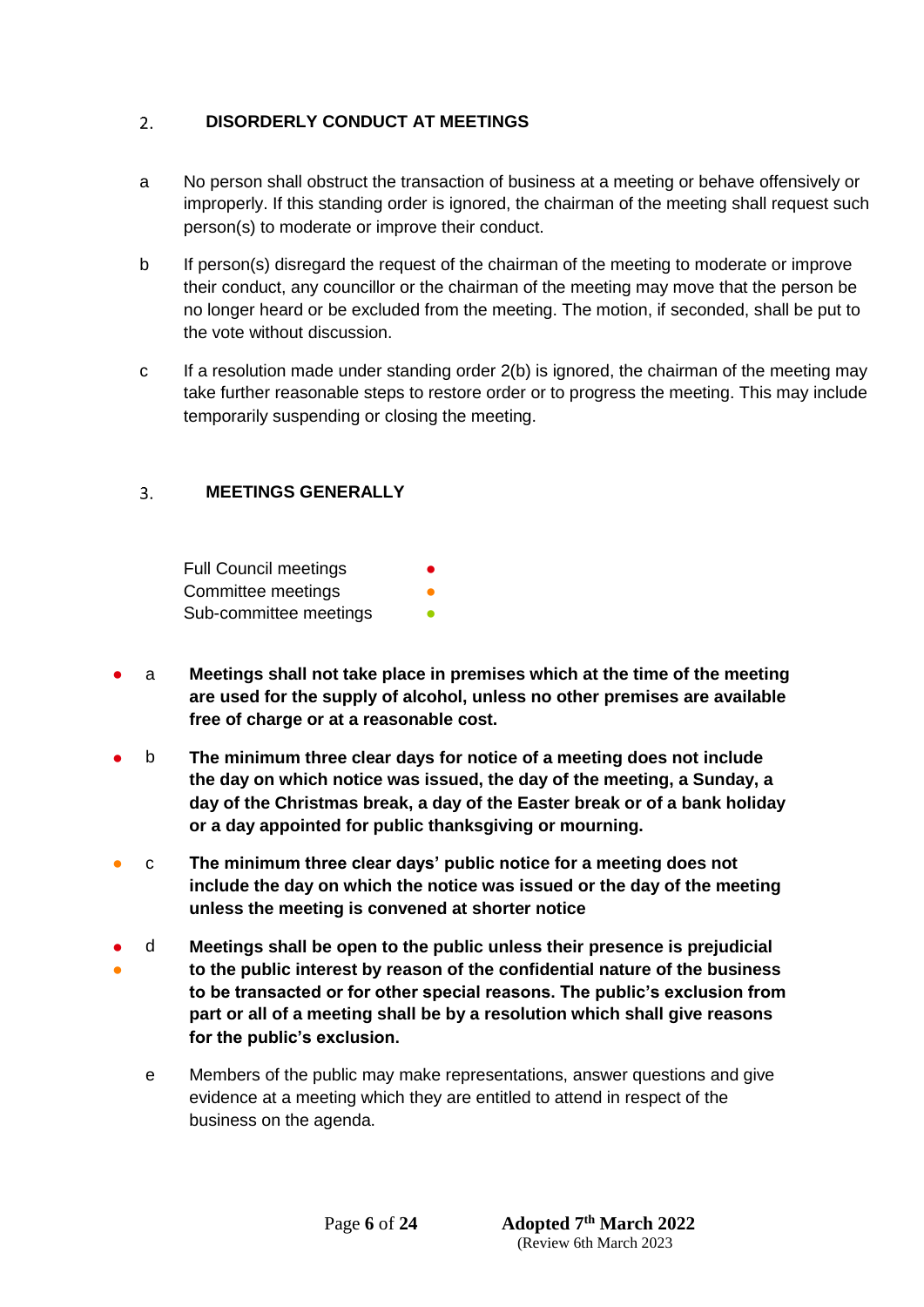## 2. DISORDERLY CONDUCT AT MEETINGS

a No person shall obstruct the transaction of business at a meeting or behave offensively or improperly. If this standing order is ignored, the chairman of the meeting shall request such person(s) to moderate or improve their conduct.

b If person(s) disregard the request of the chairman of the meeting to moderate or improve their conduct, any councillor or the chairman of the meeting may move that the person be no longer heard or be excluded from the meeting. The motion, if seconded, shall be put to the vote without discussion.

c If a resolution made under standing order 2(b) is ignored, the chairman of the meeting may take further reasonable steps to restore order or to progress the meeting. This may include temporarily suspending or closing the meeting.

## 3. MEETINGS GENERALLY

Full Council meetings ●
Committee meetings ●
Sub-committee meetings ●

● a **Meetings shall not take place in premises which at the time of the meeting are used for the supply of alcohol, unless no other premises are available free of charge or at a reasonable cost.**

● b **The minimum three clear days for notice of a meeting does not include the day on which notice was issued, the day of the meeting, a Sunday, a day of the Christmas break, a day of the Easter break or of a bank holiday or a day appointed for public thanksgiving or mourning.**

● c **The minimum three clear days' public notice for a meeting does not include the day on which the notice was issued or the day of the meeting unless the meeting is convened at shorter notice**

● ● d **Meetings shall be open to the public unless their presence is prejudicial to the public interest by reason of the confidential nature of the business to be transacted or for other special reasons. The public's exclusion from part or all of a meeting shall be by a resolution which shall give reasons for the public's exclusion.**

e Members of the public may make representations, answer questions and give evidence at a meeting which they are entitled to attend in respect of the business on the agenda.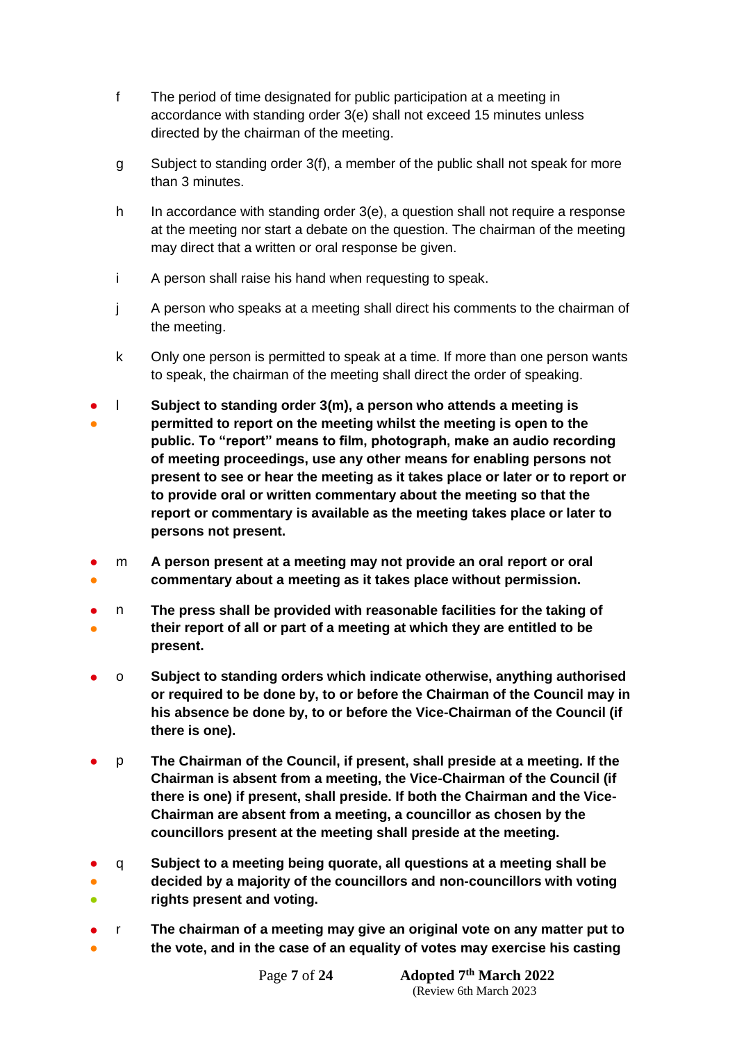f The period of time designated for public participation at a meeting in accordance with standing order 3(e) shall not exceed 15 minutes unless directed by the chairman of the meeting.

g Subject to standing order 3(f), a member of the public shall not speak for more than 3 minutes.

h In accordance with standing order 3(e), a question shall not require a response at the meeting nor start a debate on the question. The chairman of the meeting may direct that a written or oral response be given.

i A person shall raise his hand when requesting to speak.

j A person who speaks at a meeting shall direct his comments to the chairman of the meeting.

k Only one person is permitted to speak at a time. If more than one person wants to speak, the chairman of the meeting shall direct the order of speaking.

- ● l **Subject to standing order 3(m), a person who attends a meeting is permitted to report on the meeting whilst the meeting is open to the public. To "report" means to film, photograph, make an audio recording of meeting proceedings, use any other means for enabling persons not present to see or hear the meeting as it takes place or later or to report or to provide oral or written commentary about the meeting so that the report or commentary is available as the meeting takes place or later to persons not present.**

- ● m **A person present at a meeting may not provide an oral report or oral commentary about a meeting as it takes place without permission.**

- ● n **The press shall be provided with reasonable facilities for the taking of their report of all or part of a meeting at which they are entitled to be present.**

- o **Subject to standing orders which indicate otherwise, anything authorised or required to be done by, to or before the Chairman of the Council may in his absence be done by, to or before the Vice-Chairman of the Council (if there is one).**

- p **The Chairman of the Council, if present, shall preside at a meeting. If the Chairman is absent from a meeting, the Vice-Chairman of the Council (if there is one) if present, shall preside. If both the Chairman and the Vice-Chairman are absent from a meeting, a councillor as chosen by the councillors present at the meeting shall preside at the meeting.**

- ● ● q **Subject to a meeting being quorate, all questions at a meeting shall be decided by a majority of the councillors and non-councillors with voting rights present and voting.**

- ● r **The chairman of a meeting may give an original vote on any matter put to the vote, and in the case of an equality of votes may exercise his casting**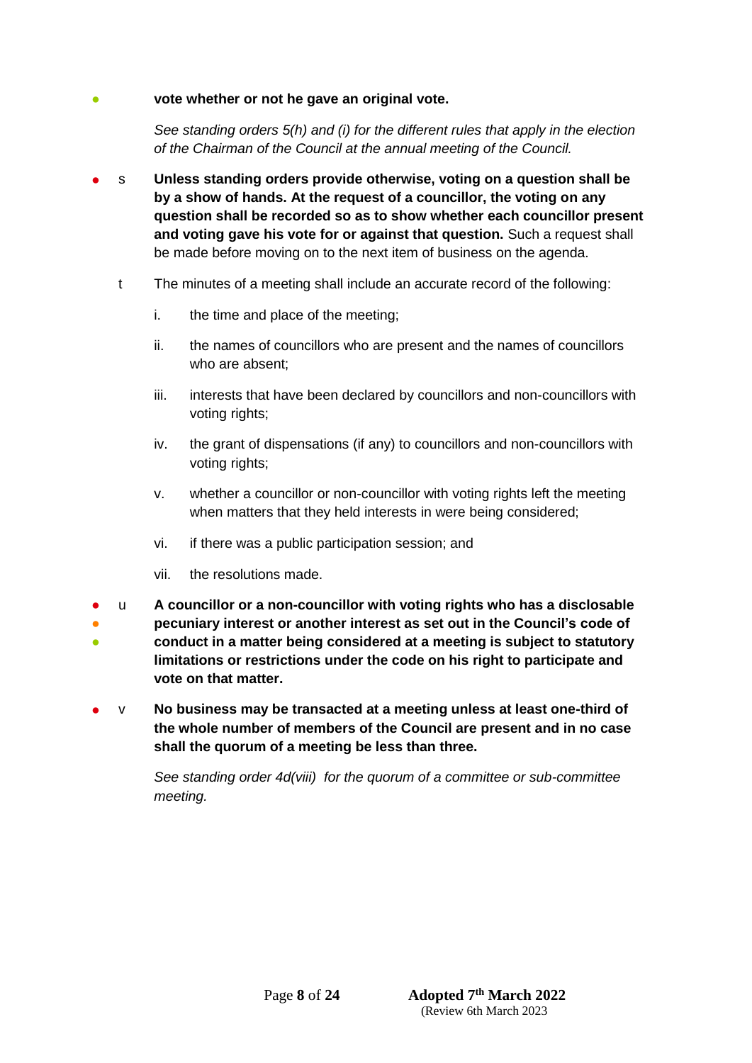**vote whether or not he gave an original vote.**

*See standing orders 5(h) and (i) for the different rules that apply in the election of the Chairman of the Council at the annual meeting of the Council.*

s **Unless standing orders provide otherwise, voting on a question shall be by a show of hands. At the request of a councillor, the voting on any question shall be recorded so as to show whether each councillor present and voting gave his vote for or against that question.** Such a request shall be made before moving on to the next item of business on the agenda.

t The minutes of a meeting shall include an accurate record of the following:

i. the time and place of the meeting;

ii. the names of councillors who are present and the names of councillors who are absent;

iii. interests that have been declared by councillors and non-councillors with voting rights;

iv. the grant of dispensations (if any) to councillors and non-councillors with voting rights;

v. whether a councillor or non-councillor with voting rights left the meeting when matters that they held interests in were being considered;

vi. if there was a public participation session; and

vii. the resolutions made.

u **A councillor or a non-councillor with voting rights who has a disclosable pecuniary interest or another interest as set out in the Council's code of conduct in a matter being considered at a meeting is subject to statutory limitations or restrictions under the code on his right to participate and vote on that matter.**

v **No business may be transacted at a meeting unless at least one-third of the whole number of members of the Council are present and in no case shall the quorum of a meeting be less than three.**

*See standing order 4d(viii) for the quorum of a committee or sub-committee meeting.*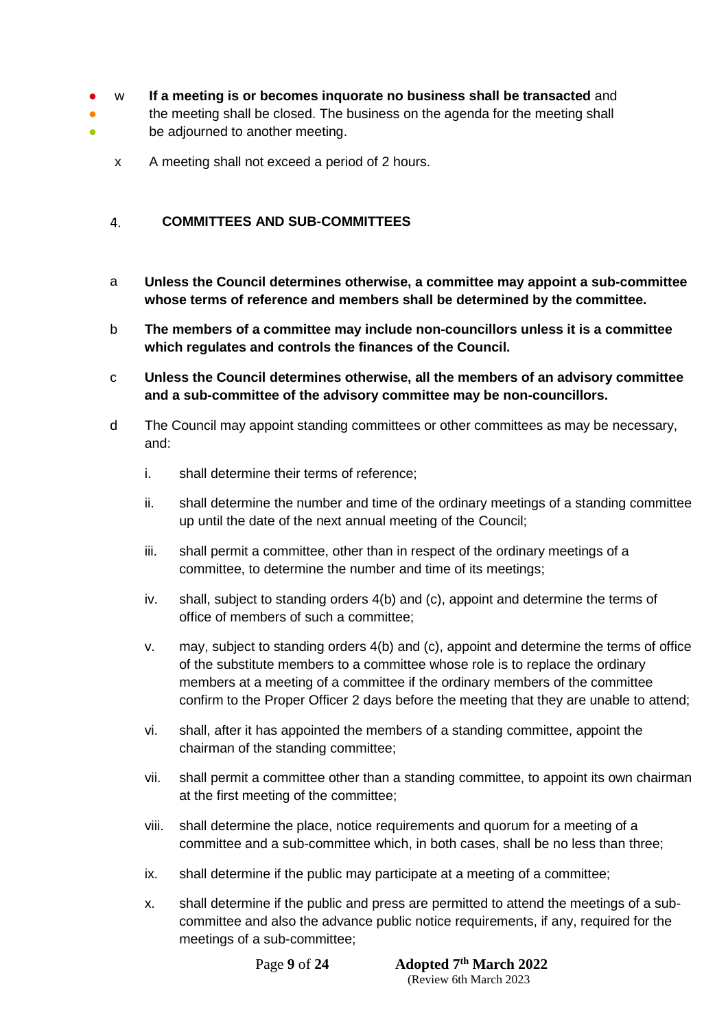w **If a meeting is or becomes inquorate no business shall be transacted** and the meeting shall be closed. The business on the agenda for the meeting shall be adjourned to another meeting.

x A meeting shall not exceed a period of 2 hours.

## 4. COMMITTEES AND SUB-COMMITTEES

a **Unless the Council determines otherwise, a committee may appoint a sub-committee whose terms of reference and members shall be determined by the committee.**

b **The members of a committee may include non-councillors unless it is a committee which regulates and controls the finances of the Council.**

c **Unless the Council determines otherwise, all the members of an advisory committee and a sub-committee of the advisory committee may be non-councillors.**

d The Council may appoint standing committees or other committees as may be necessary, and:

   i. shall determine their terms of reference;

   ii. shall determine the number and time of the ordinary meetings of a standing committee up until the date of the next annual meeting of the Council;

   iii. shall permit a committee, other than in respect of the ordinary meetings of a committee, to determine the number and time of its meetings;

   iv. shall, subject to standing orders 4(b) and (c), appoint and determine the terms of office of members of such a committee;

   v. may, subject to standing orders 4(b) and (c), appoint and determine the terms of office of the substitute members to a committee whose role is to replace the ordinary members at a meeting of a committee if the ordinary members of the committee confirm to the Proper Officer 2 days before the meeting that they are unable to attend;

   vi. shall, after it has appointed the members of a standing committee, appoint the chairman of the standing committee;

   vii. shall permit a committee other than a standing committee, to appoint its own chairman at the first meeting of the committee;

   viii. shall determine the place, notice requirements and quorum for a meeting of a committee and a sub-committee which, in both cases, shall be no less than three;

   ix. shall determine if the public may participate at a meeting of a committee;

   x. shall determine if the public and press are permitted to attend the meetings of a sub-committee and also the advance public notice requirements, if any, required for the meetings of a sub-committee;

**Adopted 7th March 2022**
(Review 6th March 2023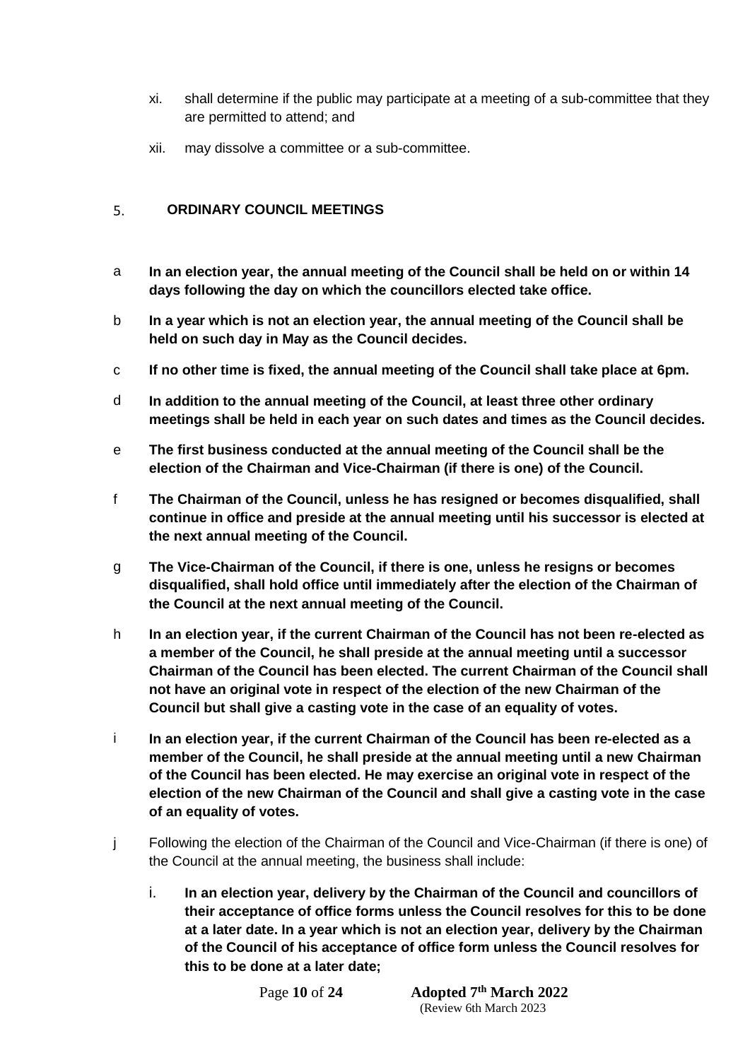- xi. shall determine if the public may participate at a meeting of a sub-committee that they are permitted to attend; and
- xii. may dissolve a committee or a sub-committee.

## 5. ORDINARY COUNCIL MEETINGS

a **In an election year, the annual meeting of the Council shall be held on or within 14 days following the day on which the councillors elected take office.**

b **In a year which is not an election year, the annual meeting of the Council shall be held on such day in May as the Council decides.**

c **If no other time is fixed, the annual meeting of the Council shall take place at 6pm.**

d **In addition to the annual meeting of the Council, at least three other ordinary meetings shall be held in each year on such dates and times as the Council decides.**

e **The first business conducted at the annual meeting of the Council shall be the election of the Chairman and Vice-Chairman (if there is one) of the Council.**

f **The Chairman of the Council, unless he has resigned or becomes disqualified, shall continue in office and preside at the annual meeting until his successor is elected at the next annual meeting of the Council.**

g **The Vice-Chairman of the Council, if there is one, unless he resigns or becomes disqualified, shall hold office until immediately after the election of the Chairman of the Council at the next annual meeting of the Council.**

h **In an election year, if the current Chairman of the Council has not been re-elected as a member of the Council, he shall preside at the annual meeting until a successor Chairman of the Council has been elected. The current Chairman of the Council shall not have an original vote in respect of the election of the new Chairman of the Council but shall give a casting vote in the case of an equality of votes.**

i **In an election year, if the current Chairman of the Council has been re-elected as a member of the Council, he shall preside at the annual meeting until a new Chairman of the Council has been elected. He may exercise an original vote in respect of the election of the new Chairman of the Council and shall give a casting vote in the case of an equality of votes.**

j Following the election of the Chairman of the Council and Vice-Chairman (if there is one) of the Council at the annual meeting, the business shall include:

- i. **In an election year, delivery by the Chairman of the Council and councillors of their acceptance of office forms unless the Council resolves for this to be done at a later date. In a year which is not an election year, delivery by the Chairman of the Council of his acceptance of office form unless the Council resolves for this to be done at a later date;**

Adopted 7th March 2022
(Review 6th March 2023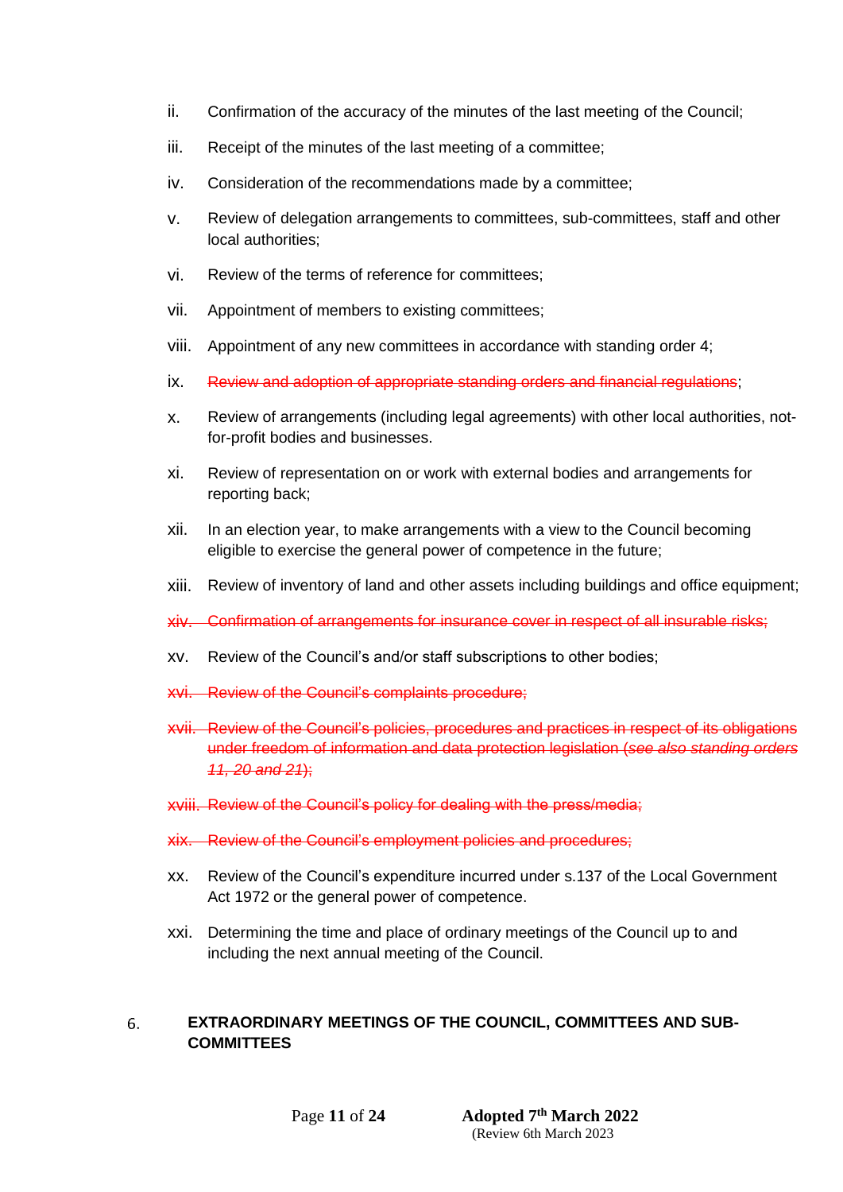ii. Confirmation of the accuracy of the minutes of the last meeting of the Council;

iii. Receipt of the minutes of the last meeting of a committee;

iv. Consideration of the recommendations made by a committee;

v. Review of delegation arrangements to committees, sub-committees, staff and other local authorities;

vi. Review of the terms of reference for committees;

vii. Appointment of members to existing committees;

viii. Appointment of any new committees in accordance with standing order 4;

ix. ~~Review and adoption of appropriate standing orders and financial regulations~~;

x. Review of arrangements (including legal agreements) with other local authorities, not-for-profit bodies and businesses.

xi. Review of representation on or work with external bodies and arrangements for reporting back;

xii. In an election year, to make arrangements with a view to the Council becoming eligible to exercise the general power of competence in the future;

xiii. Review of inventory of land and other assets including buildings and office equipment;

~~xiv. Confirmation of arrangements for insurance cover in respect of all insurable risks;~~

xv. Review of the Council's and/or staff subscriptions to other bodies;

~~xvi. Review of the Council's complaints procedure;~~

~~xvii. Review of the Council's policies, procedures and practices in respect of its obligations under freedom of information and data protection legislation (*see also standing orders 11, 20 and 21*);~~

~~xviii. Review of the Council's policy for dealing with the press/media;~~

~~xix. Review of the Council's employment policies and procedures;~~

xx. Review of the Council's expenditure incurred under s.137 of the Local Government Act 1972 or the general power of competence.

xxi. Determining the time and place of ordinary meetings of the Council up to and including the next annual meeting of the Council.

## 6. EXTRAORDINARY MEETINGS OF THE COUNCIL, COMMITTEES AND SUB-COMMITTEES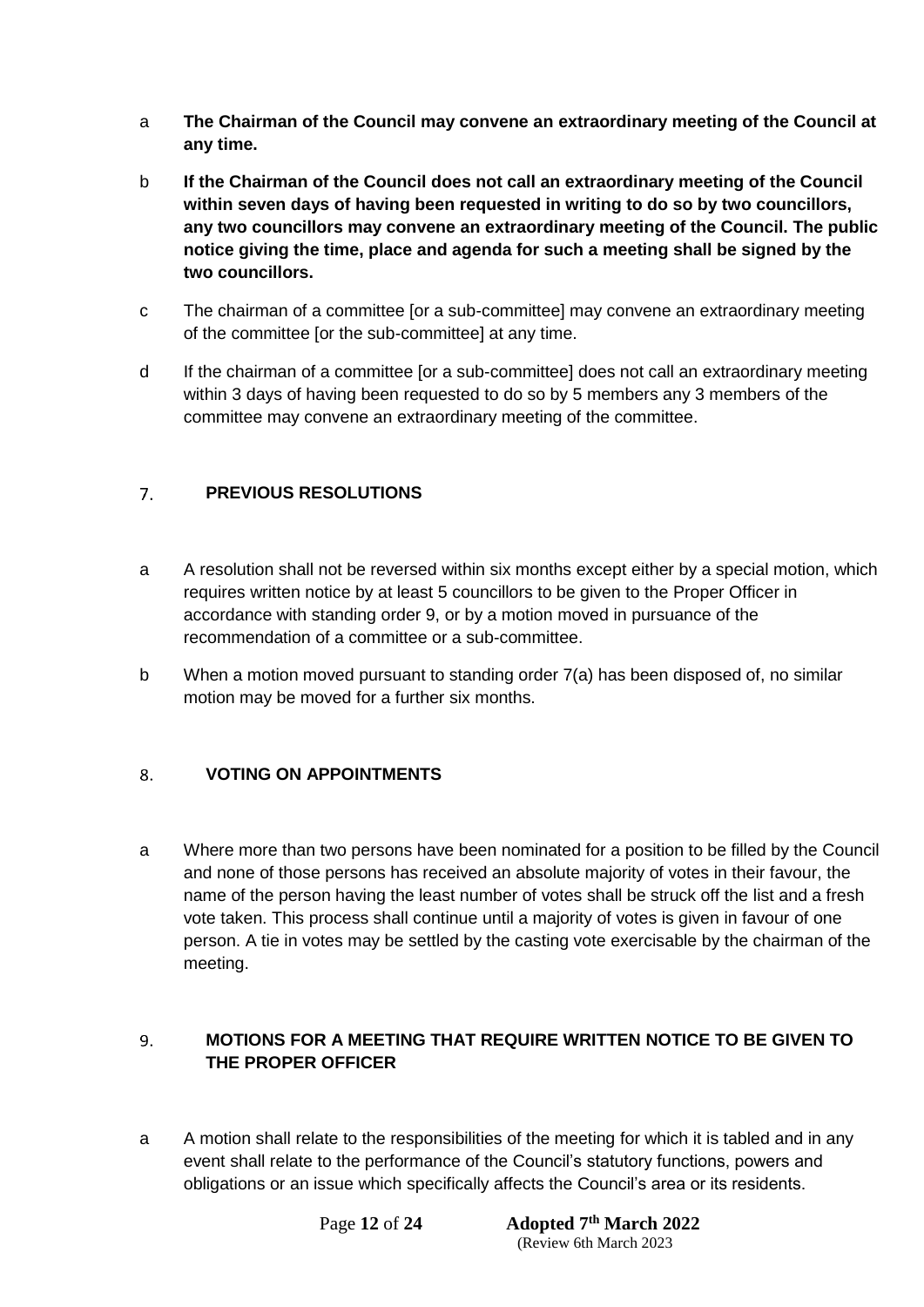a **The Chairman of the Council may convene an extraordinary meeting of the Council at any time.**

b **If the Chairman of the Council does not call an extraordinary meeting of the Council within seven days of having been requested in writing to do so by two councillors, any two councillors may convene an extraordinary meeting of the Council. The public notice giving the time, place and agenda for such a meeting shall be signed by the two councillors.**

c The chairman of a committee [or a sub-committee] may convene an extraordinary meeting of the committee [or the sub-committee] at any time.

d If the chairman of a committee [or a sub-committee] does not call an extraordinary meeting within 3 days of having been requested to do so by 5 members any 3 members of the committee may convene an extraordinary meeting of the committee.

## 7. PREVIOUS RESOLUTIONS

a A resolution shall not be reversed within six months except either by a special motion, which requires written notice by at least 5 councillors to be given to the Proper Officer in accordance with standing order 9, or by a motion moved in pursuance of the recommendation of a committee or a sub-committee.

b When a motion moved pursuant to standing order 7(a) has been disposed of, no similar motion may be moved for a further six months.

## 8. VOTING ON APPOINTMENTS

a Where more than two persons have been nominated for a position to be filled by the Council and none of those persons has received an absolute majority of votes in their favour, the name of the person having the least number of votes shall be struck off the list and a fresh vote taken. This process shall continue until a majority of votes is given in favour of one person. A tie in votes may be settled by the casting vote exercisable by the chairman of the meeting.

## 9. MOTIONS FOR A MEETING THAT REQUIRE WRITTEN NOTICE TO BE GIVEN TO THE PROPER OFFICER

a A motion shall relate to the responsibilities of the meeting for which it is tabled and in any event shall relate to the performance of the Council's statutory functions, powers and obligations or an issue which specifically affects the Council's area or its residents.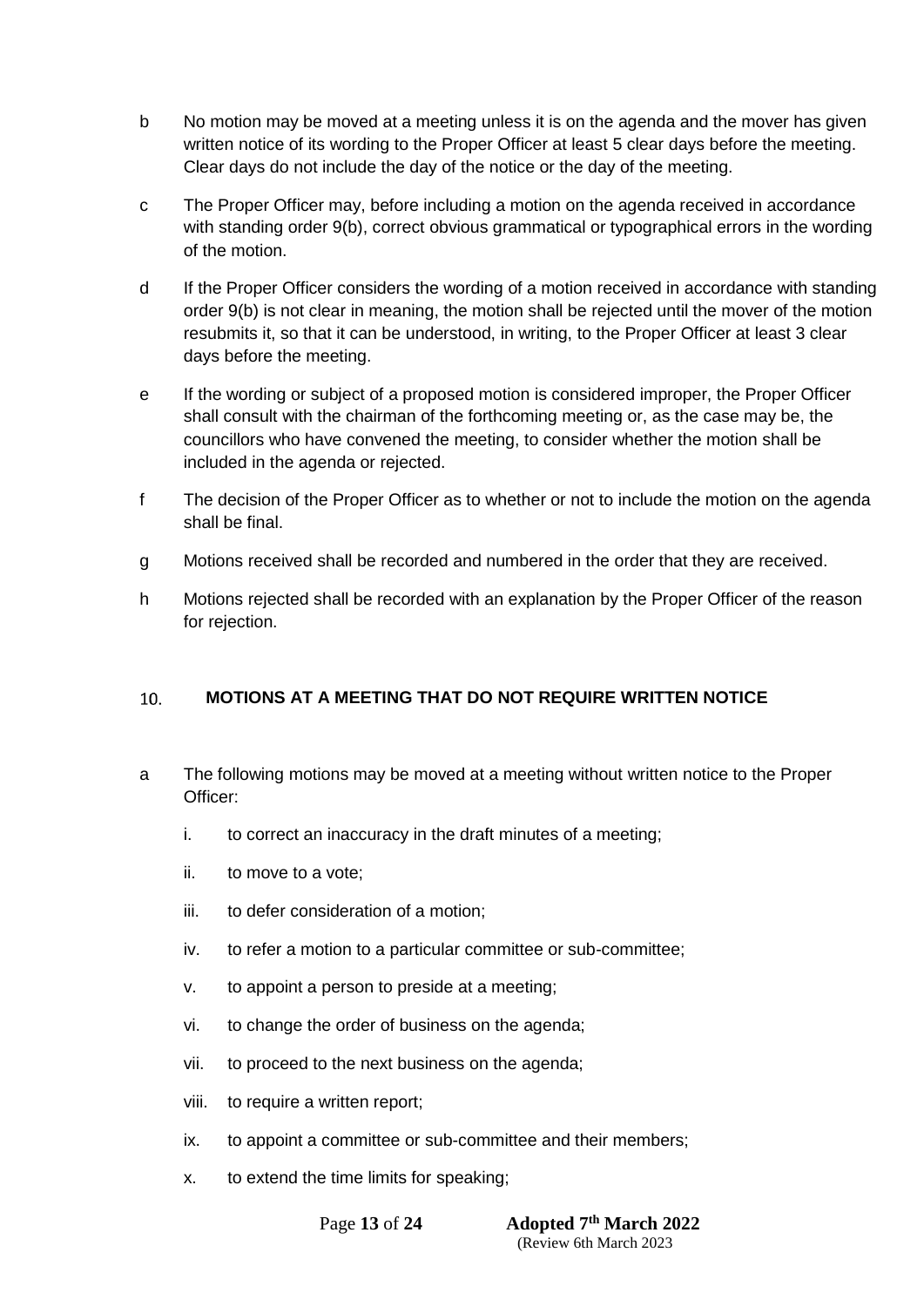b No motion may be moved at a meeting unless it is on the agenda and the mover has given written notice of its wording to the Proper Officer at least 5 clear days before the meeting. Clear days do not include the day of the notice or the day of the meeting.

c The Proper Officer may, before including a motion on the agenda received in accordance with standing order 9(b), correct obvious grammatical or typographical errors in the wording of the motion.

d If the Proper Officer considers the wording of a motion received in accordance with standing order 9(b) is not clear in meaning, the motion shall be rejected until the mover of the motion resubmits it, so that it can be understood, in writing, to the Proper Officer at least 3 clear days before the meeting.

e If the wording or subject of a proposed motion is considered improper, the Proper Officer shall consult with the chairman of the forthcoming meeting or, as the case may be, the councillors who have convened the meeting, to consider whether the motion shall be included in the agenda or rejected.

f The decision of the Proper Officer as to whether or not to include the motion on the agenda shall be final.

g Motions received shall be recorded and numbered in the order that they are received.

h Motions rejected shall be recorded with an explanation by the Proper Officer of the reason for rejection.

## 10. MOTIONS AT A MEETING THAT DO NOT REQUIRE WRITTEN NOTICE

a The following motions may be moved at a meeting without written notice to the Proper Officer:

i. to correct an inaccuracy in the draft minutes of a meeting;

ii. to move to a vote;

iii. to defer consideration of a motion;

iv. to refer a motion to a particular committee or sub-committee;

v. to appoint a person to preside at a meeting;

vi. to change the order of business on the agenda;

vii. to proceed to the next business on the agenda;

viii. to require a written report;

ix. to appoint a committee or sub-committee and their members;

x. to extend the time limits for speaking;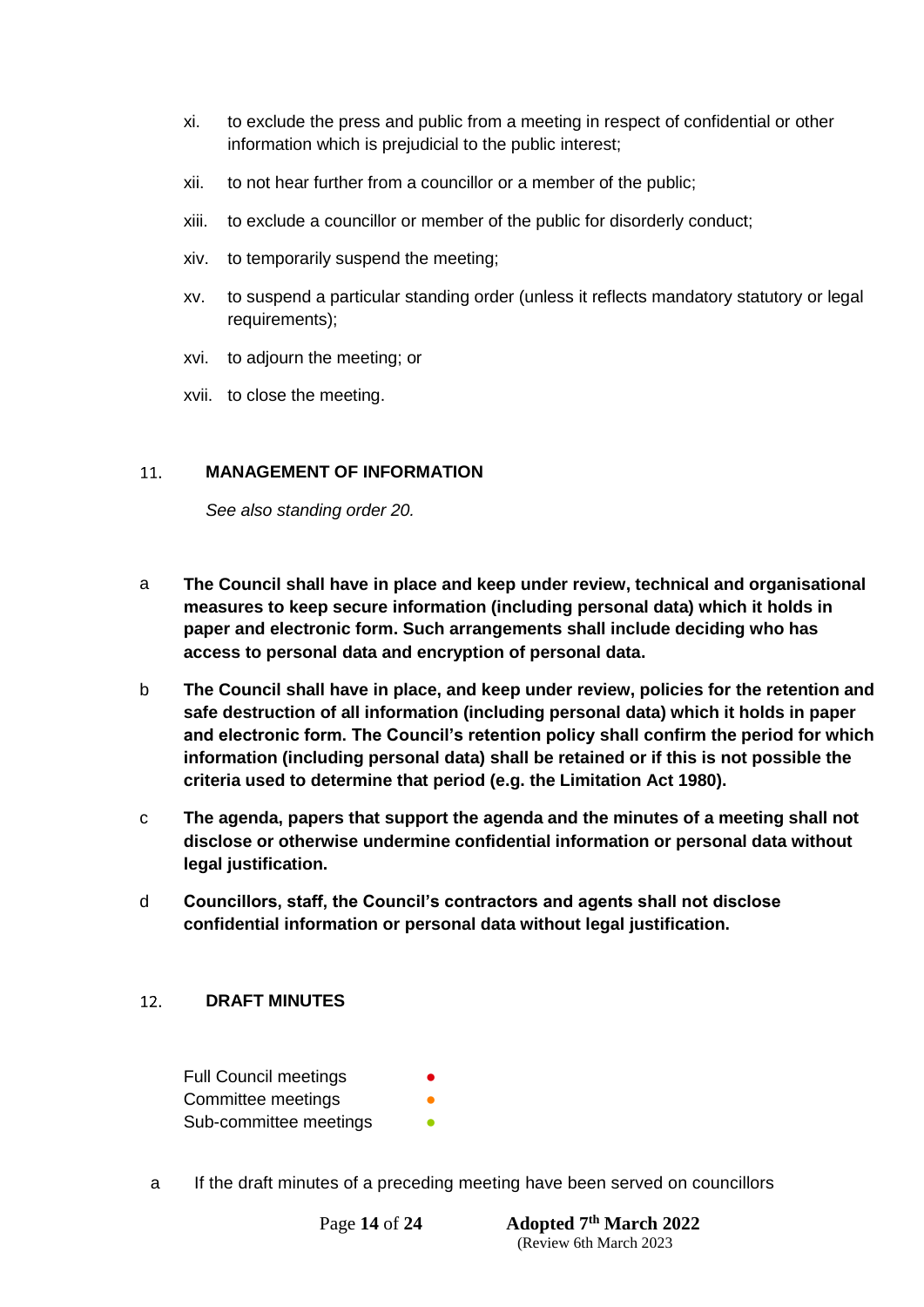xi. to exclude the press and public from a meeting in respect of confidential or other information which is prejudicial to the public interest;

xii. to not hear further from a councillor or a member of the public;

xiii. to exclude a councillor or member of the public for disorderly conduct;

xiv. to temporarily suspend the meeting;

xv. to suspend a particular standing order (unless it reflects mandatory statutory or legal requirements);

xvi. to adjourn the meeting; or

xvii. to close the meeting.

## 11. MANAGEMENT OF INFORMATION

*See also standing order 20.*

a **The Council shall have in place and keep under review, technical and organisational measures to keep secure information (including personal data) which it holds in paper and electronic form. Such arrangements shall include deciding who has access to personal data and encryption of personal data.**

b **The Council shall have in place, and keep under review, policies for the retention and safe destruction of all information (including personal data) which it holds in paper and electronic form. The Council's retention policy shall confirm the period for which information (including personal data) shall be retained or if this is not possible the criteria used to determine that period (e.g. the Limitation Act 1980).**

c **The agenda, papers that support the agenda and the minutes of a meeting shall not disclose or otherwise undermine confidential information or personal data without legal justification.**

d **Councillors, staff, the Council's contractors and agents shall not disclose confidential information or personal data without legal justification.**

## 12. DRAFT MINUTES

Full Council meetings ●
Committee meetings ●
Sub-committee meetings ●

a If the draft minutes of a preceding meeting have been served on councillors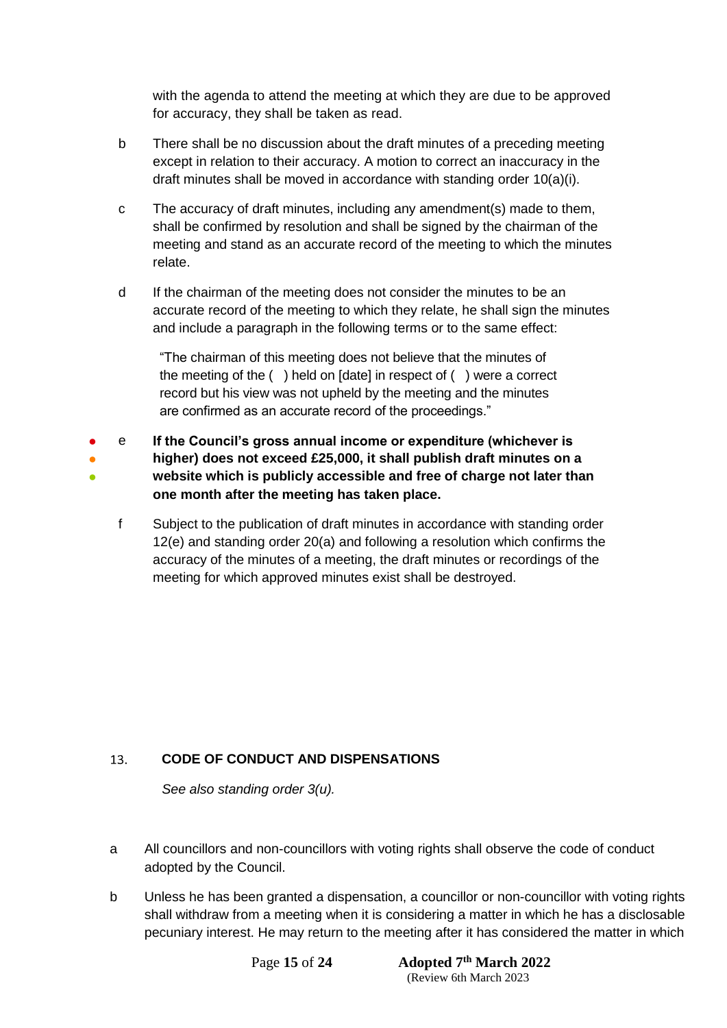with the agenda to attend the meeting at which they are due to be approved for accuracy, they shall be taken as read.

b There shall be no discussion about the draft minutes of a preceding meeting except in relation to their accuracy. A motion to correct an inaccuracy in the draft minutes shall be moved in accordance with standing order 10(a)(i).

c The accuracy of draft minutes, including any amendment(s) made to them, shall be confirmed by resolution and shall be signed by the chairman of the meeting and stand as an accurate record of the meeting to which the minutes relate.

d If the chairman of the meeting does not consider the minutes to be an accurate record of the meeting to which they relate, he shall sign the minutes and include a paragraph in the following terms or to the same effect:

> "The chairman of this meeting does not believe that the minutes of the meeting of the ( ) held on [date] in respect of ( ) were a correct record but his view was not upheld by the meeting and the minutes are confirmed as an accurate record of the proceedings."

e **If the Council's gross annual income or expenditure (whichever is higher) does not exceed £25,000, it shall publish draft minutes on a website which is publicly accessible and free of charge not later than one month after the meeting has taken place.**

f Subject to the publication of draft minutes in accordance with standing order 12(e) and standing order 20(a) and following a resolution which confirms the accuracy of the minutes of a meeting, the draft minutes or recordings of the meeting for which approved minutes exist shall be destroyed.

## 13. CODE OF CONDUCT AND DISPENSATIONS

*See also standing order 3(u).*

a All councillors and non-councillors with voting rights shall observe the code of conduct adopted by the Council.

b Unless he has been granted a dispensation, a councillor or non-councillor with voting rights shall withdraw from a meeting when it is considering a matter in which he has a disclosable pecuniary interest. He may return to the meeting after it has considered the matter in which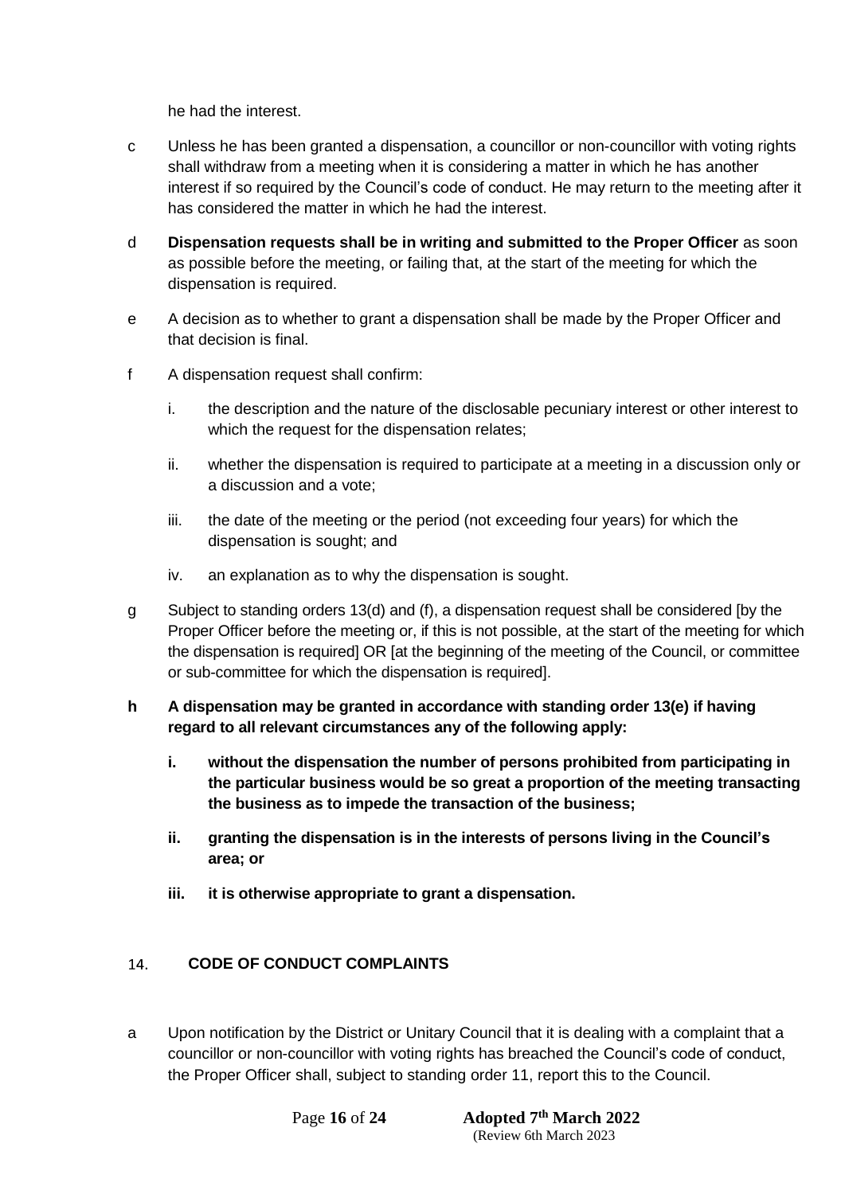he had the interest.

c Unless he has been granted a dispensation, a councillor or non-councillor with voting rights shall withdraw from a meeting when it is considering a matter in which he has another interest if so required by the Council's code of conduct. He may return to the meeting after it has considered the matter in which he had the interest.

d **Dispensation requests shall be in writing and submitted to the Proper Officer** as soon as possible before the meeting, or failing that, at the start of the meeting for which the dispensation is required.

e A decision as to whether to grant a dispensation shall be made by the Proper Officer and that decision is final.

f A dispensation request shall confirm:

   i. the description and the nature of the disclosable pecuniary interest or other interest to which the request for the dispensation relates;

   ii. whether the dispensation is required to participate at a meeting in a discussion only or a discussion and a vote;

   iii. the date of the meeting or the period (not exceeding four years) for which the dispensation is sought; and

   iv. an explanation as to why the dispensation is sought.

g Subject to standing orders 13(d) and (f), a dispensation request shall be considered [by the Proper Officer before the meeting or, if this is not possible, at the start of the meeting for which the dispensation is required] OR [at the beginning of the meeting of the Council, or committee or sub-committee for which the dispensation is required].

**h A dispensation may be granted in accordance with standing order 13(e) if having regard to all relevant circumstances any of the following apply:**

   **i. without the dispensation the number of persons prohibited from participating in the particular business would be so great a proportion of the meeting transacting the business as to impede the transaction of the business;**

   **ii. granting the dispensation is in the interests of persons living in the Council's area; or**

   **iii. it is otherwise appropriate to grant a dispensation.**

## 14. CODE OF CONDUCT COMPLAINTS

a Upon notification by the District or Unitary Council that it is dealing with a complaint that a councillor or non-councillor with voting rights has breached the Council's code of conduct, the Proper Officer shall, subject to standing order 11, report this to the Council.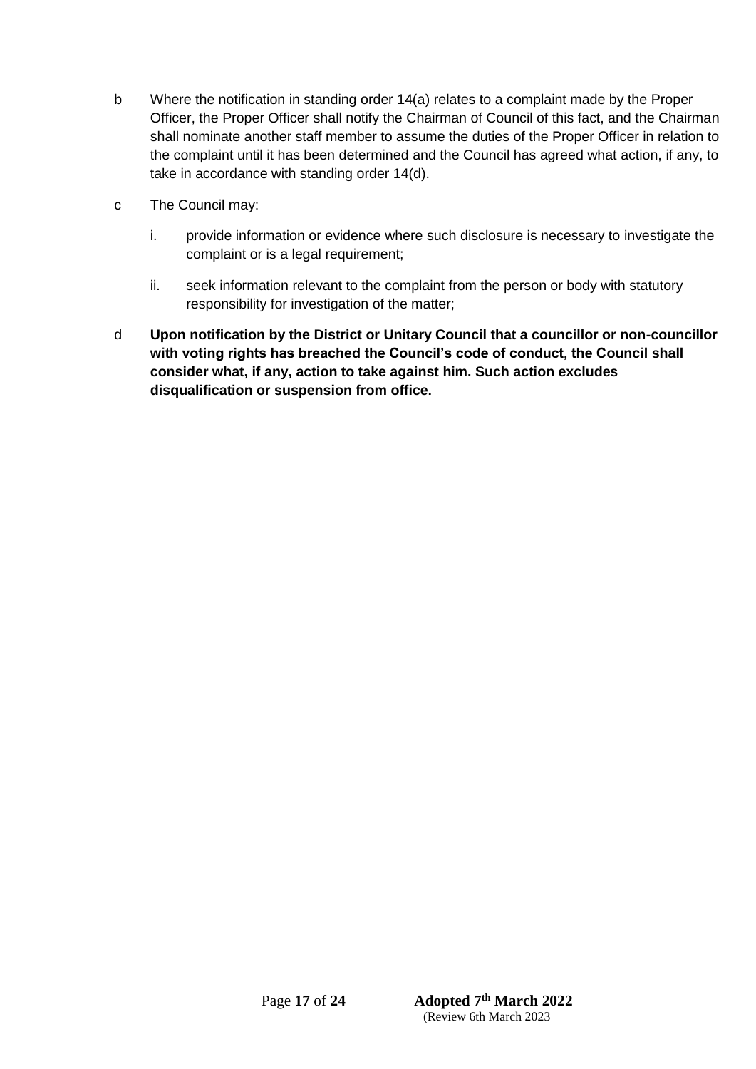b Where the notification in standing order 14(a) relates to a complaint made by the Proper Officer, the Proper Officer shall notify the Chairman of Council of this fact, and the Chairman shall nominate another staff member to assume the duties of the Proper Officer in relation to the complaint until it has been determined and the Council has agreed what action, if any, to take in accordance with standing order 14(d).

c The Council may:

   i. provide information or evidence where such disclosure is necessary to investigate the complaint or is a legal requirement;

   ii. seek information relevant to the complaint from the person or body with statutory responsibility for investigation of the matter;

d **Upon notification by the District or Unitary Council that a councillor or non-councillor with voting rights has breached the Council's code of conduct, the Council shall consider what, if any, action to take against him. Such action excludes disqualification or suspension from office.**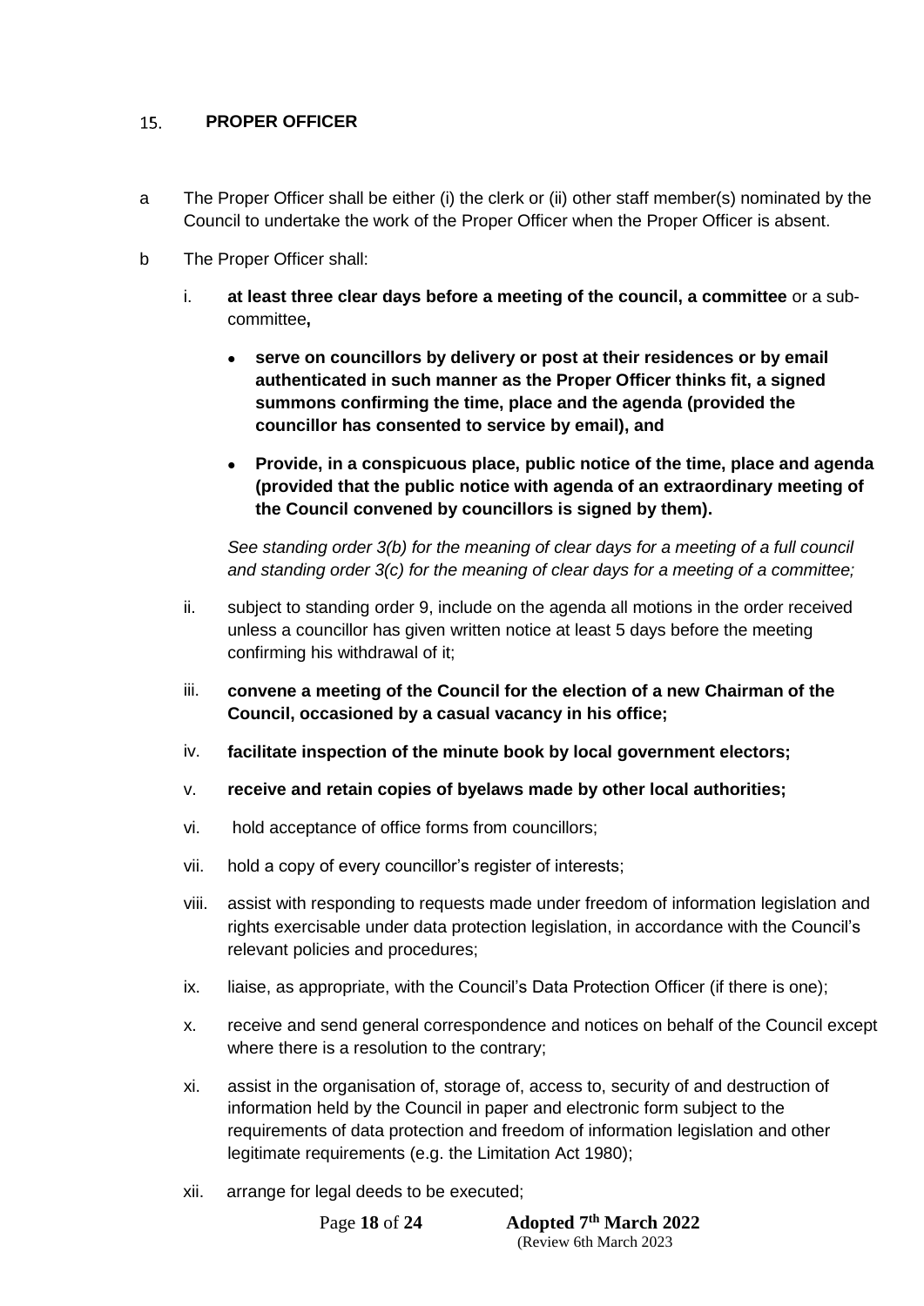## 15. PROPER OFFICER

a The Proper Officer shall be either (i) the clerk or (ii) other staff member(s) nominated by the Council to undertake the work of the Proper Officer when the Proper Officer is absent.

b The Proper Officer shall:

i. **at least three clear days before a meeting of the council, a committee** or a sub-committee**,**

- **serve on councillors by delivery or post at their residences or by email authenticated in such manner as the Proper Officer thinks fit, a signed summons confirming the time, place and the agenda (provided the councillor has consented to service by email), and**
- **Provide, in a conspicuous place, public notice of the time, place and agenda (provided that the public notice with agenda of an extraordinary meeting of the Council convened by councillors is signed by them).**

*See standing order 3(b) for the meaning of clear days for a meeting of a full council and standing order 3(c) for the meaning of clear days for a meeting of a committee;*

ii. subject to standing order 9, include on the agenda all motions in the order received unless a councillor has given written notice at least 5 days before the meeting confirming his withdrawal of it;

iii. **convene a meeting of the Council for the election of a new Chairman of the Council, occasioned by a casual vacancy in his office;**

iv. **facilitate inspection of the minute book by local government electors;**

v. **receive and retain copies of byelaws made by other local authorities;**

vi. hold acceptance of office forms from councillors;

vii. hold a copy of every councillor's register of interests;

viii. assist with responding to requests made under freedom of information legislation and rights exercisable under data protection legislation, in accordance with the Council's relevant policies and procedures;

ix. liaise, as appropriate, with the Council's Data Protection Officer (if there is one);

x. receive and send general correspondence and notices on behalf of the Council except where there is a resolution to the contrary;

xi. assist in the organisation of, storage of, access to, security of and destruction of information held by the Council in paper and electronic form subject to the requirements of data protection and freedom of information legislation and other legitimate requirements (e.g. the Limitation Act 1980);

xii. arrange for legal deeds to be executed;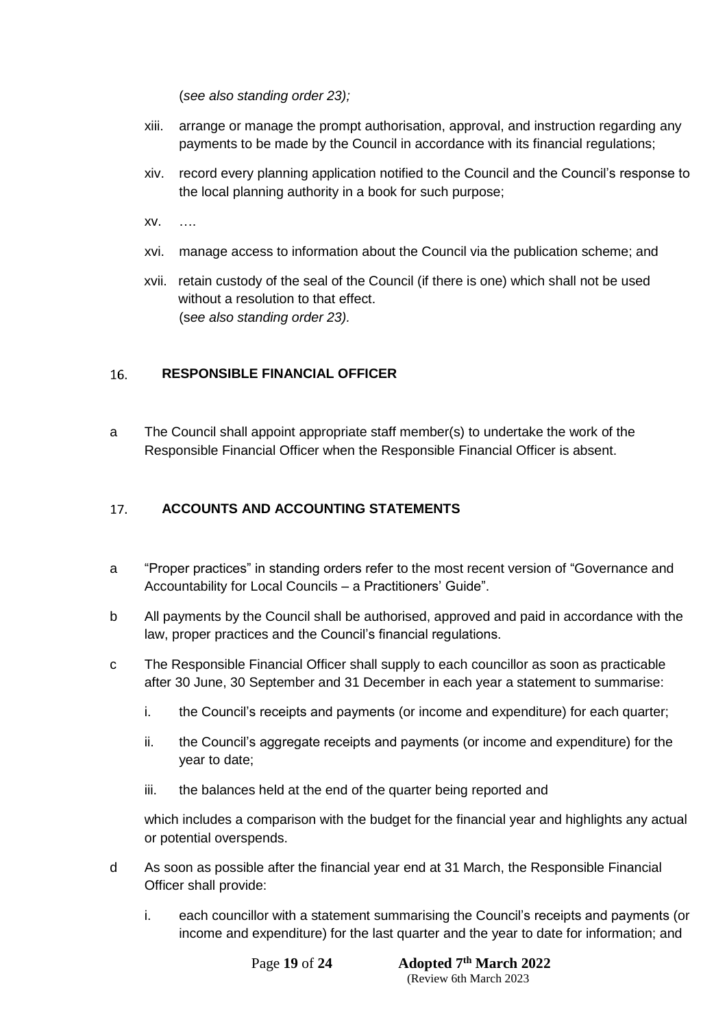(*see also standing order 23);*

xiii. arrange or manage the prompt authorisation, approval, and instruction regarding any payments to be made by the Council in accordance with its financial regulations;

xiv. record every planning application notified to the Council and the Council's response to the local planning authority in a book for such purpose;

xv. ….

xvi. manage access to information about the Council via the publication scheme; and

xvii. retain custody of the seal of the Council (if there is one) which shall not be used without a resolution to that effect.
(s*ee also standing order 23).*

## 16. RESPONSIBLE FINANCIAL OFFICER

a The Council shall appoint appropriate staff member(s) to undertake the work of the Responsible Financial Officer when the Responsible Financial Officer is absent.

## 17. ACCOUNTS AND ACCOUNTING STATEMENTS

a "Proper practices" in standing orders refer to the most recent version of "Governance and Accountability for Local Councils – a Practitioners' Guide".

b All payments by the Council shall be authorised, approved and paid in accordance with the law, proper practices and the Council's financial regulations.

c The Responsible Financial Officer shall supply to each councillor as soon as practicable after 30 June, 30 September and 31 December in each year a statement to summarise:

i. the Council's receipts and payments (or income and expenditure) for each quarter;

ii. the Council's aggregate receipts and payments (or income and expenditure) for the year to date;

iii. the balances held at the end of the quarter being reported and

which includes a comparison with the budget for the financial year and highlights any actual or potential overspends.

d As soon as possible after the financial year end at 31 March, the Responsible Financial Officer shall provide:

i. each councillor with a statement summarising the Council's receipts and payments (or income and expenditure) for the last quarter and the year to date for information; and

**Adopted 7th March 2022**
(Review 6th March 2023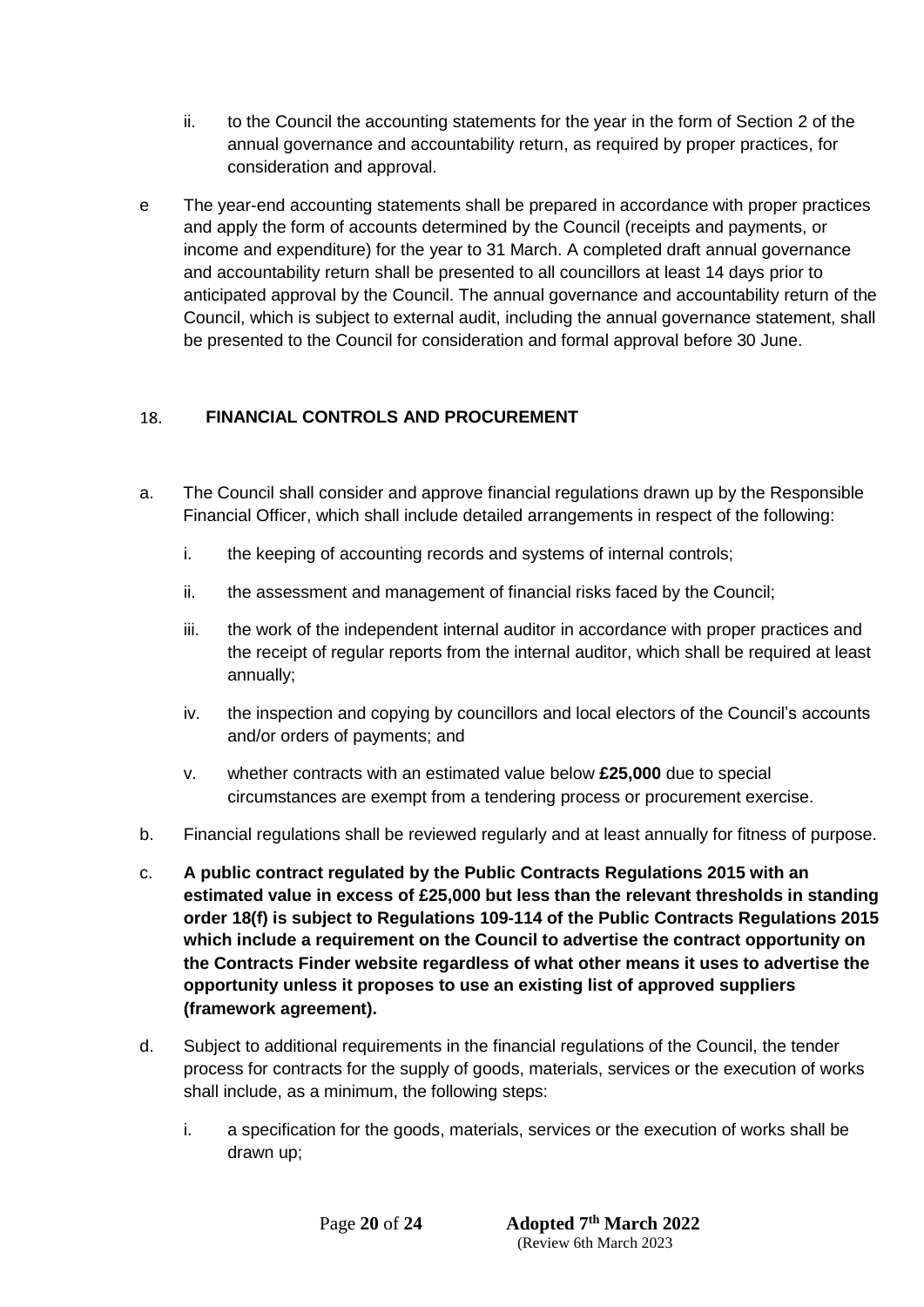ii. to the Council the accounting statements for the year in the form of Section 2 of the annual governance and accountability return, as required by proper practices, for consideration and approval.

e The year-end accounting statements shall be prepared in accordance with proper practices and apply the form of accounts determined by the Council (receipts and payments, or income and expenditure) for the year to 31 March. A completed draft annual governance and accountability return shall be presented to all councillors at least 14 days prior to anticipated approval by the Council. The annual governance and accountability return of the Council, which is subject to external audit, including the annual governance statement, shall be presented to the Council for consideration and formal approval before 30 June.

## 18. FINANCIAL CONTROLS AND PROCUREMENT

a. The Council shall consider and approve financial regulations drawn up by the Responsible Financial Officer, which shall include detailed arrangements in respect of the following:

   i. the keeping of accounting records and systems of internal controls;

   ii. the assessment and management of financial risks faced by the Council;

   iii. the work of the independent internal auditor in accordance with proper practices and the receipt of regular reports from the internal auditor, which shall be required at least annually;

   iv. the inspection and copying by councillors and local electors of the Council's accounts and/or orders of payments; and

   v. whether contracts with an estimated value below **£25,000** due to special circumstances are exempt from a tendering process or procurement exercise.

b. Financial regulations shall be reviewed regularly and at least annually for fitness of purpose.

c. **A public contract regulated by the Public Contracts Regulations 2015 with an estimated value in excess of £25,000 but less than the relevant thresholds in standing order 18(f) is subject to Regulations 109-114 of the Public Contracts Regulations 2015 which include a requirement on the Council to advertise the contract opportunity on the Contracts Finder website regardless of what other means it uses to advertise the opportunity unless it proposes to use an existing list of approved suppliers (framework agreement).**

d. Subject to additional requirements in the financial regulations of the Council, the tender process for contracts for the supply of goods, materials, services or the execution of works shall include, as a minimum, the following steps:

   i. a specification for the goods, materials, services or the execution of works shall be drawn up;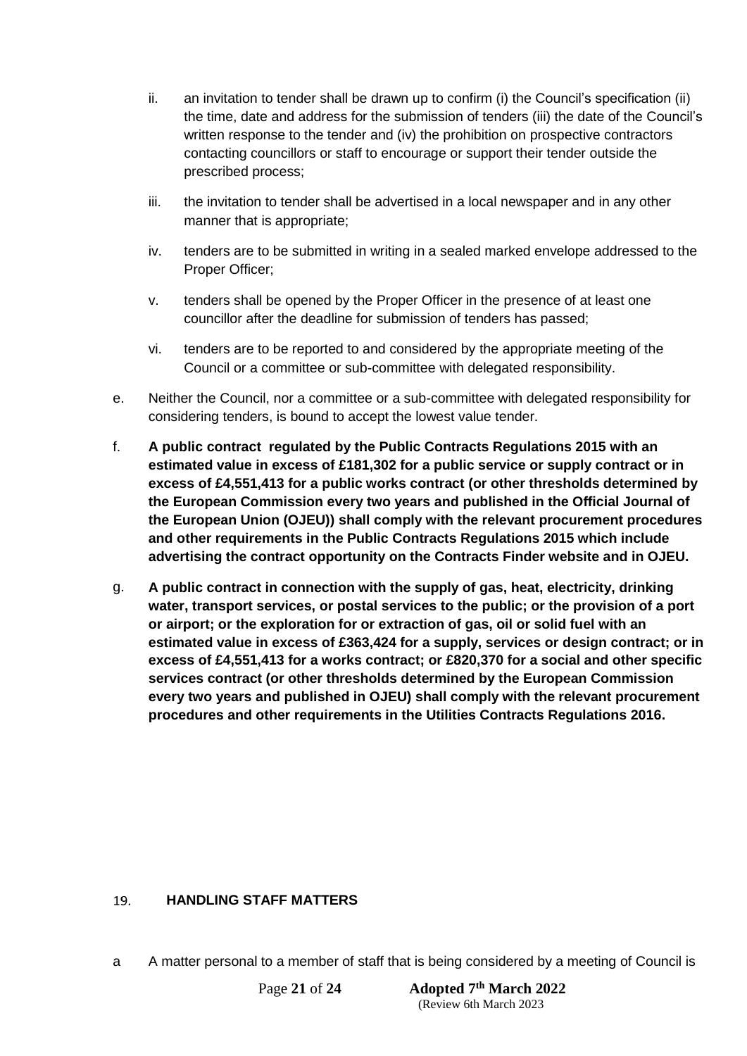ii. an invitation to tender shall be drawn up to confirm (i) the Council's specification (ii) the time, date and address for the submission of tenders (iii) the date of the Council's written response to the tender and (iv) the prohibition on prospective contractors contacting councillors or staff to encourage or support their tender outside the prescribed process;

iii. the invitation to tender shall be advertised in a local newspaper and in any other manner that is appropriate;

iv. tenders are to be submitted in writing in a sealed marked envelope addressed to the Proper Officer;

v. tenders shall be opened by the Proper Officer in the presence of at least one councillor after the deadline for submission of tenders has passed;

vi. tenders are to be reported to and considered by the appropriate meeting of the Council or a committee or sub-committee with delegated responsibility.

e. Neither the Council, nor a committee or a sub-committee with delegated responsibility for considering tenders, is bound to accept the lowest value tender.

f. **A public contract regulated by the Public Contracts Regulations 2015 with an estimated value in excess of £181,302 for a public service or supply contract or in excess of £4,551,413 for a public works contract (or other thresholds determined by the European Commission every two years and published in the Official Journal of the European Union (OJEU)) shall comply with the relevant procurement procedures and other requirements in the Public Contracts Regulations 2015 which include advertising the contract opportunity on the Contracts Finder website and in OJEU.**

g. **A public contract in connection with the supply of gas, heat, electricity, drinking water, transport services, or postal services to the public; or the provision of a port or airport; or the exploration for or extraction of gas, oil or solid fuel with an estimated value in excess of £363,424 for a supply, services or design contract; or in excess of £4,551,413 for a works contract; or £820,370 for a social and other specific services contract (or other thresholds determined by the European Commission every two years and published in OJEU) shall comply with the relevant procurement procedures and other requirements in the Utilities Contracts Regulations 2016.**

## 19. HANDLING STAFF MATTERS

a A matter personal to a member of staff that is being considered by a meeting of Council is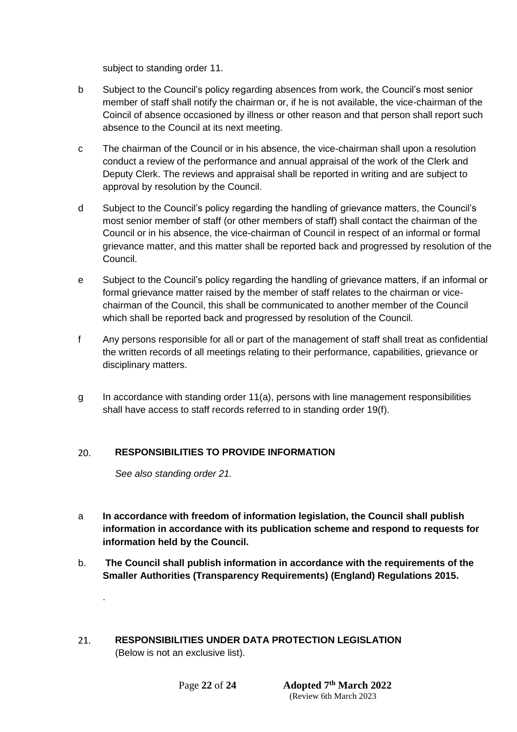subject to standing order 11.

b Subject to the Council's policy regarding absences from work, the Council's most senior member of staff shall notify the chairman or, if he is not available, the vice-chairman of the Coincil of absence occasioned by illness or other reason and that person shall report such absence to the Council at its next meeting.

c The chairman of the Council or in his absence, the vice-chairman shall upon a resolution conduct a review of the performance and annual appraisal of the work of the Clerk and Deputy Clerk. The reviews and appraisal shall be reported in writing and are subject to approval by resolution by the Council.

d Subject to the Council's policy regarding the handling of grievance matters, the Council's most senior member of staff (or other members of staff) shall contact the chairman of the Council or in his absence, the vice-chairman of Council in respect of an informal or formal grievance matter, and this matter shall be reported back and progressed by resolution of the Council.

e Subject to the Council's policy regarding the handling of grievance matters, if an informal or formal grievance matter raised by the member of staff relates to the chairman or vice-chairman of the Council, this shall be communicated to another member of the Council which shall be reported back and progressed by resolution of the Council.

f Any persons responsible for all or part of the management of staff shall treat as confidential the written records of all meetings relating to their performance, capabilities, grievance or disciplinary matters.

g In accordance with standing order 11(a), persons with line management responsibilities shall have access to staff records referred to in standing order 19(f).

## 20. RESPONSIBILITIES TO PROVIDE INFORMATION

*See also standing order 21.*

a **In accordance with freedom of information legislation, the Council shall publish information in accordance with its publication scheme and respond to requests for information held by the Council.**

b. **The Council shall publish information in accordance with the requirements of the Smaller Authorities (Transparency Requirements) (England) Regulations 2015.**

.

## 21. RESPONSIBILITIES UNDER DATA PROTECTION LEGISLATION

(Below is not an exclusive list).

Adopted 7th March 2022
(Review 6th March 2023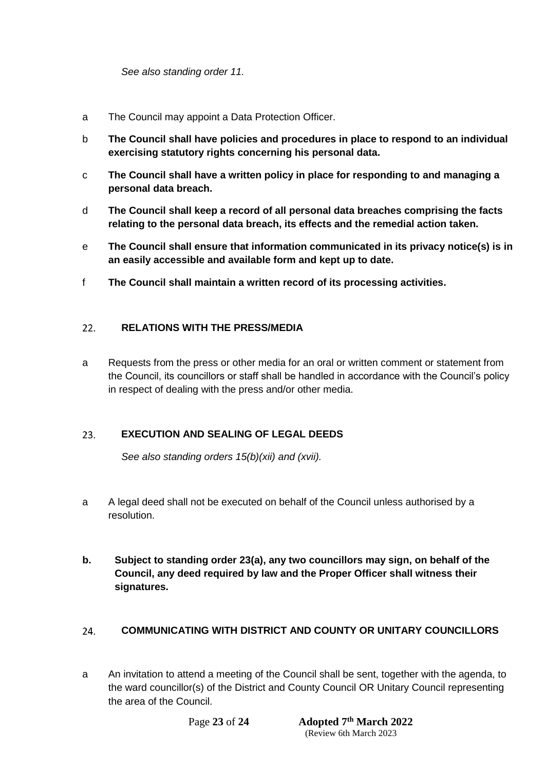*See also standing order 11.*

a The Council may appoint a Data Protection Officer.

b **The Council shall have policies and procedures in place to respond to an individual exercising statutory rights concerning his personal data.**

c **The Council shall have a written policy in place for responding to and managing a personal data breach.**

d **The Council shall keep a record of all personal data breaches comprising the facts relating to the personal data breach, its effects and the remedial action taken.**

e **The Council shall ensure that information communicated in its privacy notice(s) is in an easily accessible and available form and kept up to date.**

f **The Council shall maintain a written record of its processing activities.**

## 22. RELATIONS WITH THE PRESS/MEDIA

a Requests from the press or other media for an oral or written comment or statement from the Council, its councillors or staff shall be handled in accordance with the Council's policy in respect of dealing with the press and/or other media.

## 23. EXECUTION AND SEALING OF LEGAL DEEDS

*See also standing orders 15(b)(xii) and (xvii).*

a A legal deed shall not be executed on behalf of the Council unless authorised by a resolution.

**b. Subject to standing order 23(a), any two councillors may sign, on behalf of the Council, any deed required by law and the Proper Officer shall witness their signatures.**

## 24. COMMUNICATING WITH DISTRICT AND COUNTY OR UNITARY COUNCILLORS

a An invitation to attend a meeting of the Council shall be sent, together with the agenda, to the ward councillor(s) of the District and County Council OR Unitary Council representing the area of the Council.

**Adopted 7th March 2022**
(Review 6th March 2023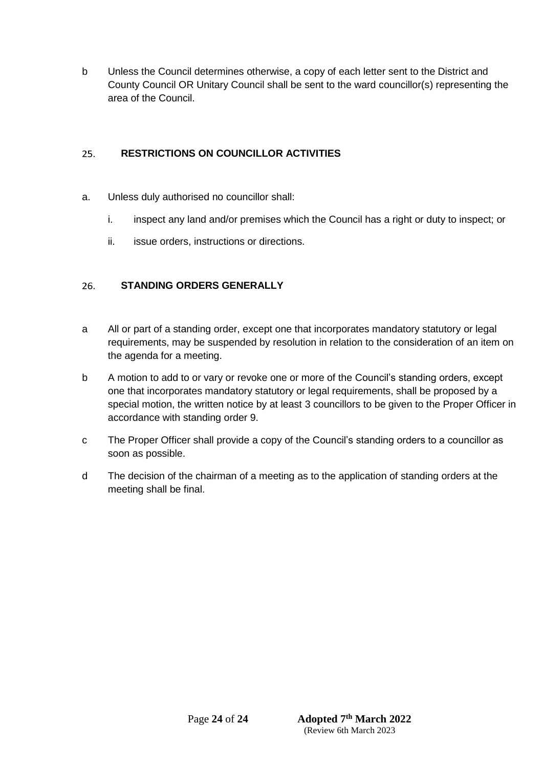b	Unless the Council determines otherwise, a copy of each letter sent to the District and County Council OR Unitary Council shall be sent to the ward councillor(s) representing the area of the Council.

## 25. RESTRICTIONS ON COUNCILLOR ACTIVITIES

a. Unless duly authorised no councillor shall:

   i. inspect any land and/or premises which the Council has a right or duty to inspect; or

   ii. issue orders, instructions or directions.

## 26. STANDING ORDERS GENERALLY

a	All or part of a standing order, except one that incorporates mandatory statutory or legal requirements, may be suspended by resolution in relation to the consideration of an item on the agenda for a meeting.

b	A motion to add to or vary or revoke one or more of the Council's standing orders, except one that incorporates mandatory statutory or legal requirements, shall be proposed by a special motion, the written notice by at least 3 councillors to be given to the Proper Officer in accordance with standing order 9.

c	The Proper Officer shall provide a copy of the Council's standing orders to a councillor as soon as possible.

d	The decision of the chairman of a meeting as to the application of standing orders at the meeting shall be final.

**Adopted 7th March 2022**
(Review 6th March 2023